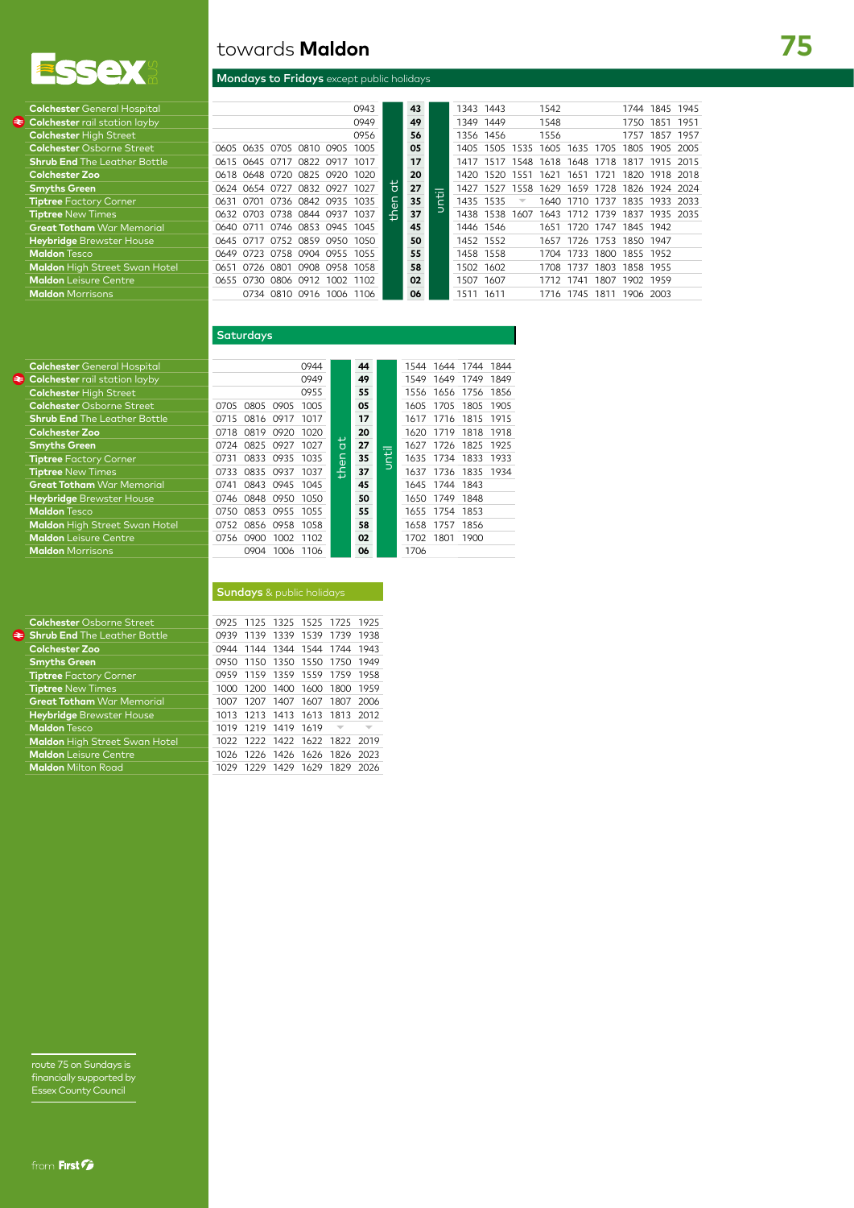# towards **Maldon** — 75

## Mondays to Fridays except public holidays

| Stop | | | | | | | | Minutes | | | | | | | | | | |
|---|---|---|---|---|---|---|---|---|---|---|---|---|---|---|---|---|---|---|
| **Colchester** General Hospital | | | | | | 0943 | then at | 43 | until | 1343 | 1443 | | 1542 | | | 1744 | 1845 | 1945 |
| **Colchester** rail station layby | | | | | | 0949 | | 49 | | 1349 | 1449 | | 1548 | | | 1750 | 1851 | 1951 |
| **Colchester** High Street | | | | | | 0956 | | 56 | | 1356 | 1456 | | 1556 | | | 1757 | 1857 | 1957 |
| **Colchester** Osborne Street | 0605 | 0635 | 0705 | 0810 | 0905 | 1005 | | 05 | | 1405 | 1505 | 1535 | 1605 | 1635 | 1705 | 1805 | 1905 | 2005 |
| **Shrub End** The Leather Bottle | 0615 | 0645 | 0717 | 0822 | 0917 | 1017 | | 17 | | 1417 | 1517 | 1548 | 1618 | 1648 | 1718 | 1817 | 1915 | 2015 |
| **Colchester Zoo** | 0618 | 0648 | 0720 | 0825 | 0920 | 1020 | | 20 | | 1420 | 1520 | 1551 | 1621 | 1651 | 1721 | 1820 | 1918 | 2018 |
| **Smyths Green** | 0624 | 0654 | 0727 | 0832 | 0927 | 1027 | | 27 | | 1427 | 1527 | 1558 | 1629 | 1659 | 1728 | 1826 | 1924 | 2024 |
| **Tiptree** Factory Corner | 0631 | 0701 | 0736 | 0842 | 0935 | 1035 | | 35 | | 1435 | 1535 | ▼ | 1640 | 1710 | 1737 | 1835 | 1933 | 2033 |
| **Tiptree** New Times | 0632 | 0703 | 0738 | 0844 | 0937 | 1037 | | 37 | | 1438 | 1538 | 1607 | 1643 | 1712 | 1739 | 1837 | 1935 | 2035 |
| **Great Totham** War Memorial | 0640 | 0711 | 0746 | 0853 | 0945 | 1045 | | 45 | | 1446 | 1546 | | 1651 | 1720 | 1747 | 1845 | 1942 | |
| **Heybridge** Brewster House | 0645 | 0717 | 0752 | 0859 | 0950 | 1050 | | 50 | | 1452 | 1552 | | 1657 | 1726 | 1753 | 1850 | 1947 | |
| **Maldon** Tesco | 0649 | 0723 | 0758 | 0904 | 0955 | 1055 | | 55 | | 1458 | 1558 | | 1704 | 1733 | 1800 | 1855 | 1952 | |
| **Maldon** High Street Swan Hotel | 0651 | 0726 | 0801 | 0908 | 0958 | 1058 | | 58 | | 1502 | 1602 | | 1708 | 1737 | 1803 | 1858 | 1955 | |
| **Maldon** Leisure Centre | 0655 | 0730 | 0806 | 0912 | 1002 | 1102 | | 02 | | 1507 | 1607 | | 1712 | 1741 | 1807 | 1902 | 1959 | |
| **Maldon** Morrisons | | 0734 | 0810 | 0916 | 1006 | 1106 | | 06 | | 1511 | 1611 | | 1716 | 1745 | 1811 | 1906 | 2003 | |

## Saturdays

| Stop | | | | | | Minutes | | | | | |
|---|---|---|---|---|---|---|---|---|---|---|---|
| **Colchester** General Hospital | | | | 0944 | then at | 44 | until | 1544 | 1644 | 1744 | 1844 |
| **Colchester** rail station layby | | | | 0949 | | 49 | | 1549 | 1649 | 1749 | 1849 |
| **Colchester** High Street | | | | 0955 | | 55 | | 1556 | 1656 | 1756 | 1856 |
| **Colchester** Osborne Street | 0705 | 0805 | 0905 | 1005 | | 05 | | 1605 | 1705 | 1805 | 1905 |
| **Shrub End** The Leather Bottle | 0715 | 0816 | 0917 | 1017 | | 17 | | 1617 | 1716 | 1815 | 1915 |
| **Colchester Zoo** | 0718 | 0819 | 0920 | 1020 | | 20 | | 1620 | 1719 | 1818 | 1918 |
| **Smyths Green** | 0724 | 0825 | 0927 | 1027 | | 27 | | 1627 | 1726 | 1825 | 1925 |
| **Tiptree** Factory Corner | 0731 | 0833 | 0935 | 1035 | | 35 | | 1635 | 1734 | 1833 | 1933 |
| **Tiptree** New Times | 0733 | 0835 | 0937 | 1037 | | 37 | | 1637 | 1736 | 1835 | 1934 |
| **Great Totham** War Memorial | 0741 | 0843 | 0945 | 1045 | | 45 | | 1645 | 1744 | 1843 | |
| **Heybridge** Brewster House | 0746 | 0848 | 0950 | 1050 | | 50 | | 1650 | 1749 | 1848 | |
| **Maldon** Tesco | 0750 | 0853 | 0955 | 1055 | | 55 | | 1655 | 1754 | 1853 | |
| **Maldon** High Street Swan Hotel | 0752 | 0856 | 0958 | 1058 | | 58 | | 1658 | 1757 | 1856 | |
| **Maldon** Leisure Centre | 0756 | 0900 | 1002 | 1102 | | 02 | | 1702 | 1801 | 1900 | |
| **Maldon** Morrisons | | 0904 | 1006 | 1106 | | 06 | | 1706 | | | |

## Sundays & public holidays

| Stop | | | | | | |
|---|---|---|---|---|---|---|
| **Colchester** Osborne Street | 0925 | 1125 | 1325 | 1525 | 1725 | 1925 |
| **Shrub End** The Leather Bottle | 0939 | 1139 | 1339 | 1539 | 1739 | 1938 |
| **Colchester Zoo** | 0944 | 1144 | 1344 | 1544 | 1744 | 1943 |
| **Smyths Green** | 0950 | 1150 | 1350 | 1550 | 1750 | 1949 |
| **Tiptree** Factory Corner | 0959 | 1159 | 1359 | 1559 | 1759 | 1958 |
| **Tiptree** New Times | 1000 | 1200 | 1400 | 1600 | 1800 | 1959 |
| **Great Totham** War Memorial | 1007 | 1207 | 1407 | 1607 | 1807 | 2006 |
| **Heybridge** Brewster House | 1013 | 1213 | 1413 | 1613 | 1813 | 2012 |
| **Maldon** Tesco | 1019 | 1219 | 1419 | 1619 | ▼ | ▼ |
| **Maldon** High Street Swan Hotel | 1022 | 1222 | 1422 | 1622 | 1822 | 2019 |
| **Maldon** Leisure Centre | 1026 | 1226 | 1426 | 1626 | 1826 | 2023 |
| **Maldon** Milton Road | 1029 | 1229 | 1429 | 1629 | 1829 | 2026 |

route 75 on Sundays is financially supported by Essex County Council

from First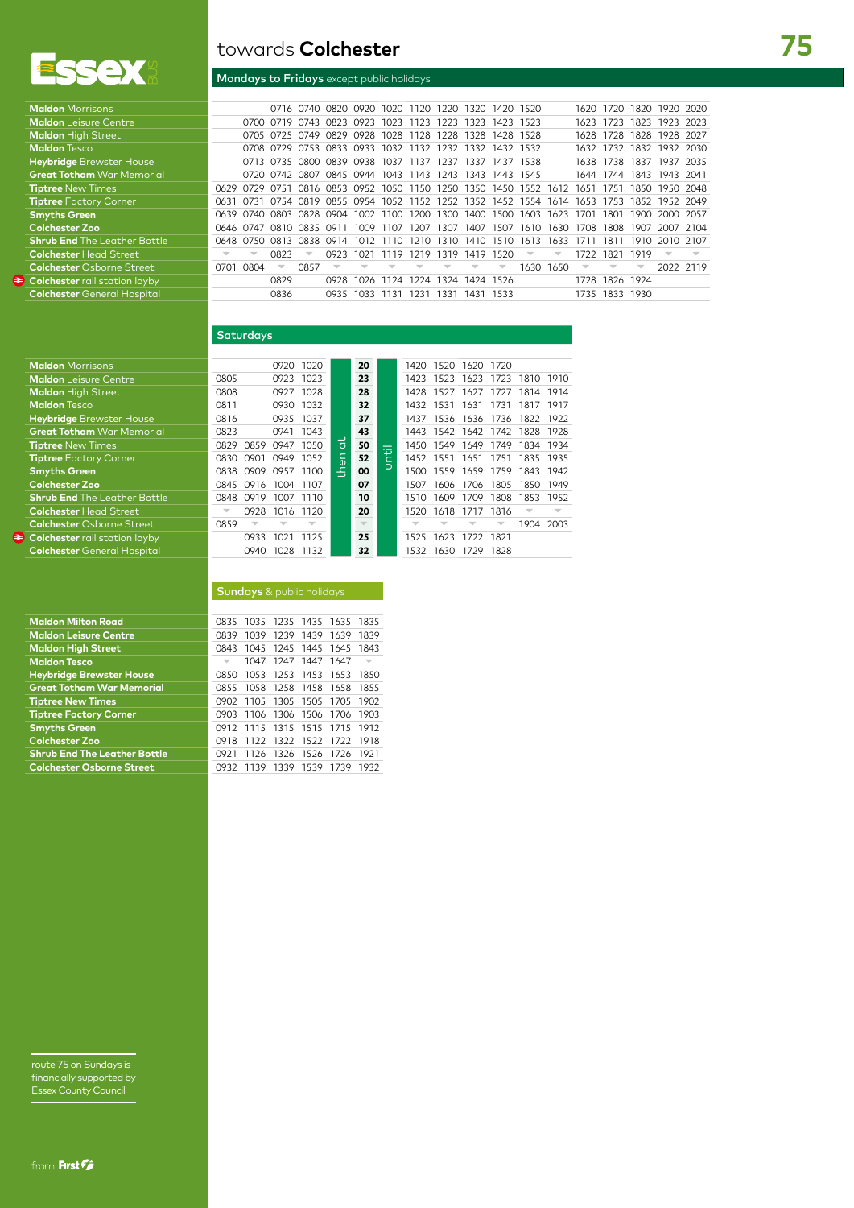# towards **Colchester**

## 75

### Mondays to Fridays except public holidays

| | | | | | | | | | | | | | | | | | | |
|---|---|---|---|---|---|---|---|---|---|---|---|---|---|---|---|---|---|---|
| **Maldon** Morrisons | | | 0716 | 0740 | 0820 | 0920 | 1020 | 1120 | 1220 | 1320 | 1420 | 1520 | | 1620 | 1720 | 1820 | 1920 | 2020 |
| **Maldon** Leisure Centre | | 0700 | 0719 | 0743 | 0823 | 0923 | 1023 | 1123 | 1223 | 1323 | 1423 | 1523 | | 1623 | 1723 | 1823 | 1923 | 2023 |
| **Maldon** High Street | | 0705 | 0725 | 0749 | 0829 | 0928 | 1028 | 1128 | 1228 | 1328 | 1428 | 1528 | | 1628 | 1728 | 1828 | 1928 | 2027 |
| **Maldon** Tesco | | 0708 | 0729 | 0753 | 0833 | 0933 | 1032 | 1132 | 1232 | 1332 | 1432 | 1532 | | 1632 | 1732 | 1832 | 1932 | 2030 |
| **Heybridge** Brewster House | | 0713 | 0735 | 0800 | 0839 | 0938 | 1037 | 1137 | 1237 | 1337 | 1437 | 1538 | | 1638 | 1738 | 1837 | 1937 | 2035 |
| **Great Totham** War Memorial | | 0720 | 0742 | 0807 | 0845 | 0944 | 1043 | 1143 | 1243 | 1343 | 1443 | 1545 | | 1644 | 1744 | 1843 | 1943 | 2041 |
| **Tiptree** New Times | 0629 | 0729 | 0751 | 0816 | 0853 | 0952 | 1050 | 1150 | 1250 | 1350 | 1450 | 1552 | 1612 | 1651 | 1751 | 1850 | 1950 | 2048 |
| **Tiptree** Factory Corner | 0631 | 0731 | 0754 | 0819 | 0855 | 0954 | 1052 | 1152 | 1252 | 1352 | 1452 | 1554 | 1614 | 1653 | 1753 | 1852 | 1952 | 2049 |
| **Smyths Green** | 0639 | 0740 | 0803 | 0828 | 0904 | 1002 | 1100 | 1200 | 1300 | 1400 | 1500 | 1603 | 1623 | 1701 | 1801 | 1900 | 2000 | 2057 |
| **Colchester Zoo** | 0646 | 0747 | 0810 | 0835 | 0911 | 1009 | 1107 | 1207 | 1307 | 1407 | 1507 | 1610 | 1630 | 1708 | 1808 | 1907 | 2007 | 2104 |
| **Shrub End** The Leather Bottle | 0648 | 0750 | 0813 | 0838 | 0914 | 1012 | 1110 | 1210 | 1310 | 1410 | 1510 | 1613 | 1633 | 1711 | 1811 | 1910 | 2010 | 2107 |
| **Colchester** Head Street | ▼ | ▼ | 0823 | ▼ | 0923 | 1021 | 1119 | 1219 | 1319 | 1419 | 1520 | ▼ | ▼ | 1722 | 1821 | 1919 | ▼ | ▼ |
| **Colchester** Osborne Street | 0701 | 0804 | ▼ | 0857 | ▼ | ▼ | ▼ | ▼ | ▼ | ▼ | ▼ | 1630 | 1650 | ▼ | ▼ | ▼ | 2022 | 2119 |
| **Colchester** rail station layby | | | 0829 | | 0928 | 1026 | 1124 | 1224 | 1324 | 1424 | 1526 | | | 1728 | 1826 | 1924 | | |
| **Colchester** General Hospital | | | 0836 | | 0935 | 1033 | 1131 | 1231 | 1331 | 1431 | 1533 | | | 1735 | 1833 | 1930 | | |

### Saturdays

| | | | | | then at | | until | | | | | | |
|---|---|---|---|---|---|---|---|---|---|---|---|---|---|
| **Maldon** Morrisons | | | 0920 | 1020 | | 20 | | 1420 | 1520 | 1620 | 1720 | | |
| **Maldon** Leisure Centre | 0805 | | 0923 | 1023 | | 23 | | 1423 | 1523 | 1623 | 1723 | 1810 | 1910 |
| **Maldon** High Street | 0808 | | 0927 | 1028 | | 28 | | 1428 | 1527 | 1627 | 1727 | 1814 | 1914 |
| **Maldon** Tesco | 0811 | | 0930 | 1032 | | 32 | | 1432 | 1531 | 1631 | 1731 | 1817 | 1917 |
| **Heybridge** Brewster House | 0816 | | 0935 | 1037 | | 37 | | 1437 | 1536 | 1636 | 1736 | 1822 | 1922 |
| **Great Totham** War Memorial | 0823 | | 0941 | 1043 | | 43 | | 1443 | 1542 | 1642 | 1742 | 1828 | 1928 |
| **Tiptree** New Times | 0829 | 0859 | 0947 | 1050 | | 50 | | 1450 | 1549 | 1649 | 1749 | 1834 | 1934 |
| **Tiptree** Factory Corner | 0830 | 0901 | 0949 | 1052 | | 52 | | 1452 | 1551 | 1651 | 1751 | 1835 | 1935 |
| **Smyths Green** | 0838 | 0909 | 0957 | 1100 | | 00 | | 1500 | 1559 | 1659 | 1759 | 1843 | 1942 |
| **Colchester Zoo** | 0845 | 0916 | 1004 | 1107 | | 07 | | 1507 | 1606 | 1706 | 1805 | 1850 | 1949 |
| **Shrub End** The Leather Bottle | 0848 | 0919 | 1007 | 1110 | | 10 | | 1510 | 1609 | 1709 | 1808 | 1853 | 1952 |
| **Colchester** Head Street | ▼ | 0928 | 1016 | 1120 | | 20 | | 1520 | 1618 | 1717 | 1816 | ▼ | ▼ |
| **Colchester** Osborne Street | 0859 | ▼ | ▼ | ▼ | | ▼ | | ▼ | ▼ | ▼ | ▼ | 1904 | 2003 |
| **Colchester** rail station layby | | 0933 | 1021 | 1125 | | 25 | | 1525 | 1623 | 1722 | 1821 | | |
| **Colchester** General Hospital | | 0940 | 1028 | 1132 | | 32 | | 1532 | 1630 | 1729 | 1828 | | |

### Sundays & public holidays

| | | | | | | |
|---|---|---|---|---|---|---|
| **Maldon Milton Road** | 0835 | 1035 | 1235 | 1435 | 1635 | 1835 |
| **Maldon Leisure Centre** | 0839 | 1039 | 1239 | 1439 | 1639 | 1839 |
| **Maldon High Street** | 0843 | 1045 | 1245 | 1445 | 1645 | 1843 |
| **Maldon Tesco** | ▼ | 1047 | 1247 | 1447 | 1647 | ▼ |
| **Heybridge Brewster House** | 0850 | 1053 | 1253 | 1453 | 1653 | 1850 |
| **Great Totham War Memorial** | 0855 | 1058 | 1258 | 1458 | 1658 | 1855 |
| **Tiptree New Times** | 0902 | 1105 | 1305 | 1505 | 1705 | 1902 |
| **Tiptree Factory Corner** | 0903 | 1106 | 1306 | 1506 | 1706 | 1903 |
| **Smyths Green** | 0912 | 1115 | 1315 | 1515 | 1715 | 1912 |
| **Colchester Zoo** | 0918 | 1122 | 1322 | 1522 | 1722 | 1918 |
| **Shrub End The Leather Bottle** | 0921 | 1126 | 1326 | 1526 | 1726 | 1921 |
| **Colchester Osborne Street** | 0932 | 1139 | 1339 | 1539 | 1739 | 1932 |

route 75 on Sundays is financially supported by Essex County Council

from First